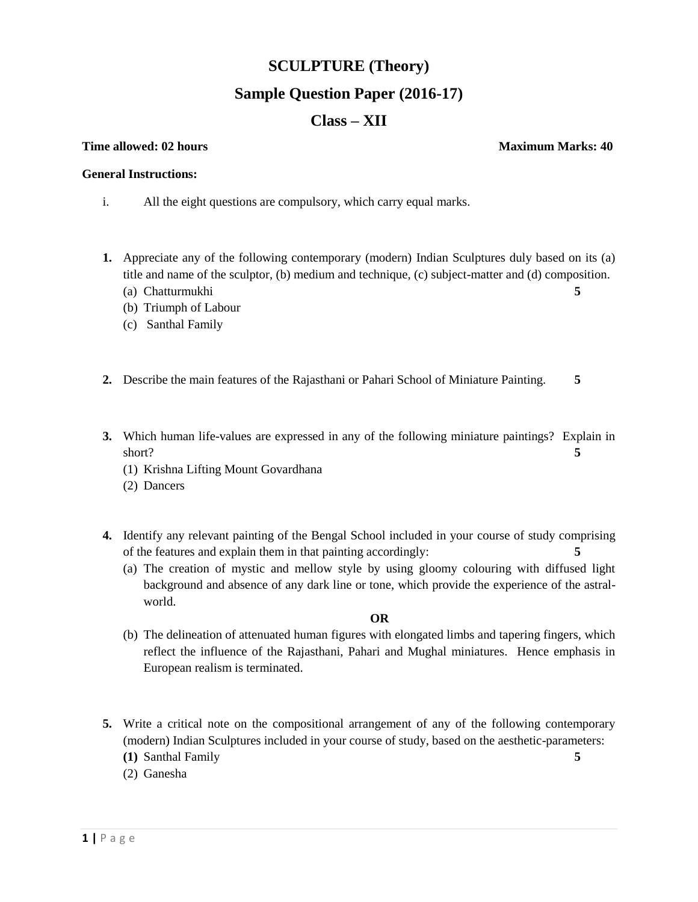# SCULPTURE (Theory)

## Sample Question Paper (2016-17)

## Class – XII

**Time allowed: 02 hours** **Maximum Marks: 40**

**General Instructions:**

i. All the eight questions are compulsory, which carry equal marks.

**1.** Appreciate any of the following contemporary (modern) Indian Sculptures duly based on its (a) title and name of the sculptor, (b) medium and technique, (c) subject-matter and (d) composition. **5**
   (a) Chatturmukhi
   (b) Triumph of Labour
   (c) Santhal Family

**2.** Describe the main features of the Rajasthani or Pahari School of Miniature Painting. **5**

**3.** Which human life-values are expressed in any of the following miniature paintings? Explain in short? **5**
   (1) Krishna Lifting Mount Govardhana
   (2) Dancers

**4.** Identify any relevant painting of the Bengal School included in your course of study comprising of the features and explain them in that painting accordingly: **5**
   (a) The creation of mystic and mellow style by using gloomy colouring with diffused light background and absence of any dark line or tone, which provide the experience of the astral-world.

   **OR**

   (b) The delineation of attenuated human figures with elongated limbs and tapering fingers, which reflect the influence of the Rajasthani, Pahari and Mughal miniatures. Hence emphasis in European realism is terminated.

**5.** Write a critical note on the compositional arrangement of any of the following contemporary (modern) Indian Sculptures included in your course of study, based on the aesthetic-parameters:
   **(1)** Santhal Family **5**
   (2) Ganesha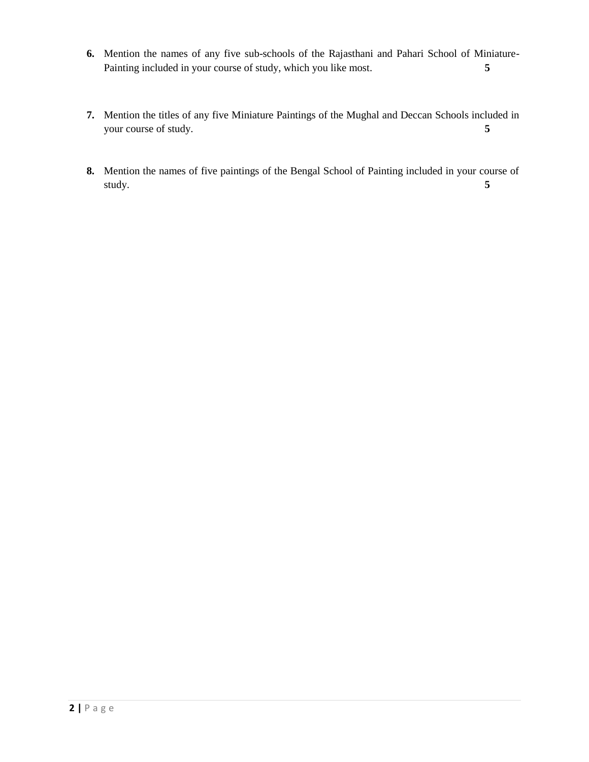6. Mention the names of any five sub-schools of the Rajasthani and Pahari School of Miniature-Painting included in your course of study, which you like most. **5**

7. Mention the titles of any five Miniature Paintings of the Mughal and Deccan Schools included in your course of study. **5**

8. Mention the names of five paintings of the Bengal School of Painting included in your course of study. **5**